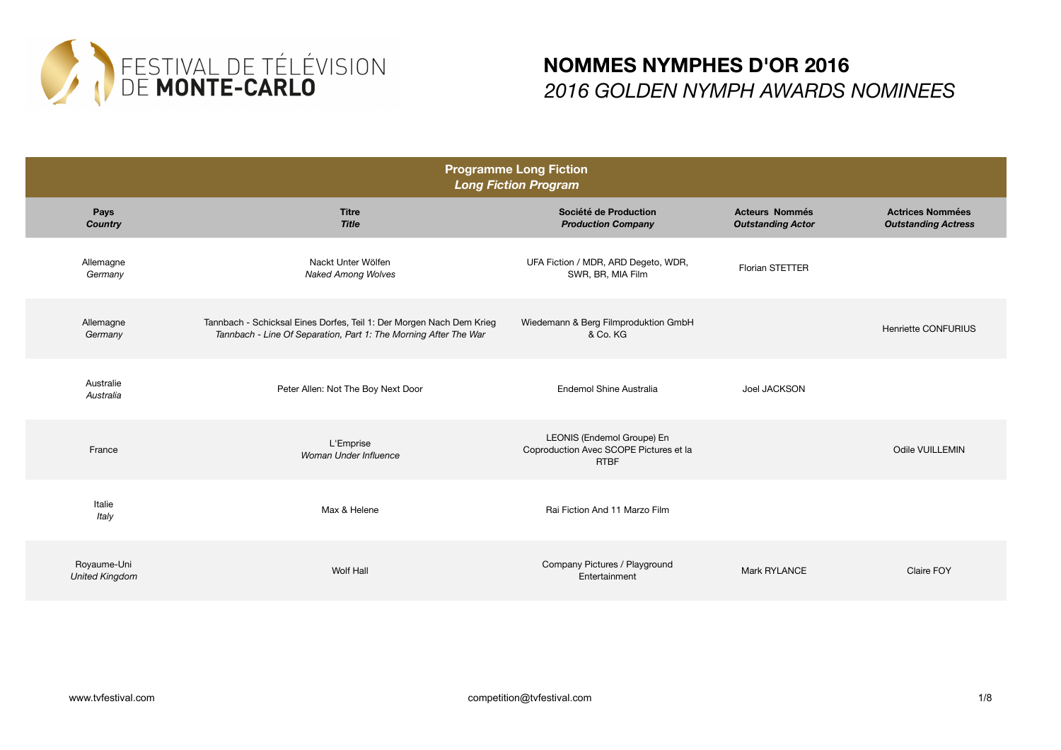FESTIVAL DE TÉLÉVISION DE **MONTE-CARLO**

# NOMMES NYMPHES D'OR 2016
## *2016 GOLDEN NYMPH AWARDS NOMINEES*

| **Programme Long Fiction** *Long Fiction Program* | | | | |
|---|---|---|---|---|
| **Pays** *Country* | **Titre** *Title* | **Société de Production** *Production Company* | **Acteurs Nommés** *Outstanding Actor* | **Actrices Nommées** *Outstanding Actress* |
| Allemagne *Germany* | Nackt Unter Wölfen *Naked Among Wolves* | UFA Fiction / MDR, ARD Degeto, WDR, SWR, BR, MIA Film | Florian STETTER | |
| Allemagne *Germany* | Tannbach - Schicksal Eines Dorfes, Teil 1: Der Morgen Nach Dem Krieg *Tannbach - Line Of Separation, Part 1: The Morning After The War* | Wiedemann & Berg Filmproduktion GmbH & Co. KG | | Henriette CONFURIUS |
| Australie *Australia* | Peter Allen: Not The Boy Next Door | Endemol Shine Australia | Joel JACKSON | |
| France | L'Emprise *Woman Under Influence* | LEONIS (Endemol Groupe) En Coproduction Avec SCOPE Pictures et la RTBF | | Odile VUILLEMIN |
| Italie *Italy* | Max & Helene | Rai Fiction And 11 Marzo Film | | |
| Royaume-Uni *United Kingdom* | Wolf Hall | Company Pictures / Playground Entertainment | Mark RYLANCE | Claire FOY |

www.tvfestival.com competition@tvfestival.com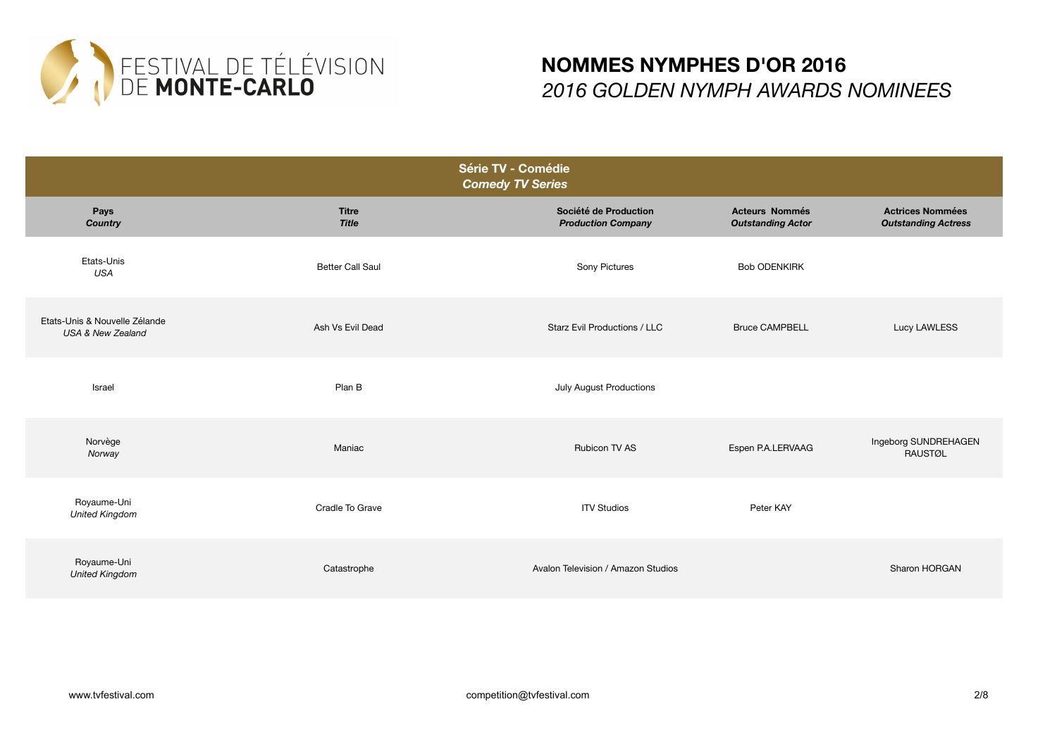FESTIVAL DE TÉLÉVISION DE **MONTE-CARLO**

# NOMMES NYMPHES D'OR 2016
## *2016 GOLDEN NYMPH AWARDS NOMINEES*

**Série TV - Comédie**
***Comedy TV Series***

| **Pays** *Country* | **Titre** *Title* | **Société de Production** *Production Company* | **Acteurs Nommés** *Outstanding Actor* | **Actrices Nommées** *Outstanding Actress* |
|---|---|---|---|---|
| Etats-Unis *USA* | Better Call Saul | Sony Pictures | Bob ODENKIRK | |
| Etats-Unis & Nouvelle Zélande *USA & New Zealand* | Ash Vs Evil Dead | Starz Evil Productions / LLC | Bruce CAMPBELL | Lucy LAWLESS |
| Israel | Plan B | July August Productions | | |
| Norvège *Norway* | Maniac | Rubicon TV AS | Espen P.A.LERVAAG | Ingeborg SUNDREHAGEN RAUSTØL |
| Royaume-Uni *United Kingdom* | Cradle To Grave | ITV Studios | Peter KAY | |
| Royaume-Uni *United Kingdom* | Catastrophe | Avalon Television / Amazon Studios | | Sharon HORGAN |

www.tvfestival.com competition@tvfestival.com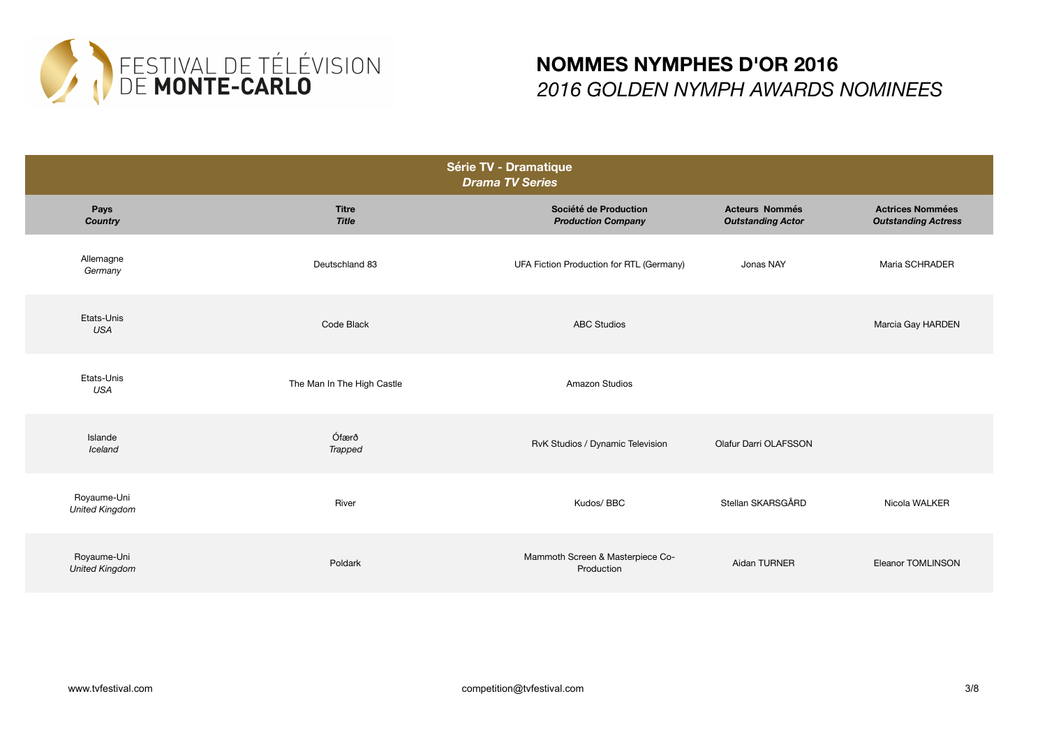FESTIVAL DE TÉLÉVISION DE **MONTE-CARLO**

# NOMMES NYMPHES D'OR 2016
## *2016 GOLDEN NYMPH AWARDS NOMINEES*

| **Série TV - Dramatique** *Drama TV Series* | | | | |
|---|---|---|---|---|
| **Pays** *Country* | **Titre** *Title* | **Société de Production** *Production Company* | **Acteurs Nommés** *Outstanding Actor* | **Actrices Nommées** *Outstanding Actress* |
| Allemagne *Germany* | Deutschland 83 | UFA Fiction Production for RTL (Germany) | Jonas NAY | Maria SCHRADER |
| Etats-Unis *USA* | Code Black | ABC Studios | | Marcia Gay HARDEN |
| Etats-Unis *USA* | The Man In The High Castle | Amazon Studios | | |
| Islande *Iceland* | Ófærð *Trapped* | RvK Studios / Dynamic Television | Olafur Darri OLAFSSON | |
| Royaume-Uni *United Kingdom* | River | Kudos/ BBC | Stellan SKARSGÅRD | Nicola WALKER |
| Royaume-Uni *United Kingdom* | Poldark | Mammoth Screen & Masterpiece Co-Production | Aidan TURNER | Eleanor TOMLINSON |

www.tvfestival.com

competition@tvfestival.com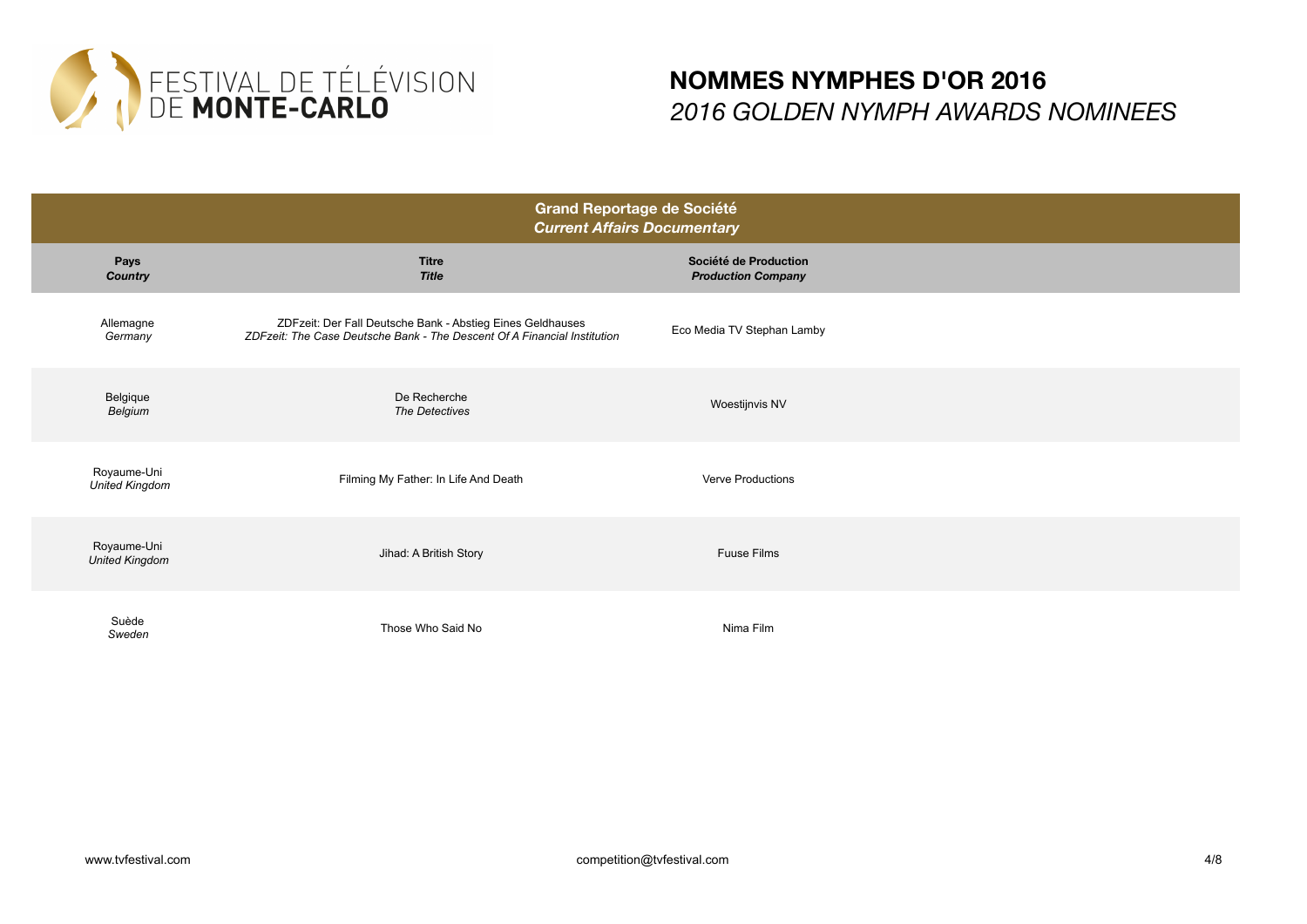FESTIVAL DE TÉLÉVISION DE **MONTE-CARLO**

# NOMMES NYMPHES D'OR 2016
## *2016 GOLDEN NYMPH AWARDS NOMINEES*

### Grand Reportage de Société
### *Current Affairs Documentary*

| **Pays** *Country* | **Titre** *Title* | **Société de Production** *Production Company* |
|---|---|---|
| Allemagne *Germany* | ZDFzeit: Der Fall Deutsche Bank - Abstieg Eines Geldhauses *ZDFzeit: The Case Deutsche Bank - The Descent Of A Financial Institution* | Eco Media TV Stephan Lamby |
| Belgique *Belgium* | De Recherche *The Detectives* | Woestijnvis NV |
| Royaume-Uni *United Kingdom* | Filming My Father: In Life And Death | Verve Productions |
| Royaume-Uni *United Kingdom* | Jihad: A British Story | Fuuse Films |
| Suède *Sweden* | Those Who Said No | Nima Film |

www.tvfestival.com competition@tvfestival.com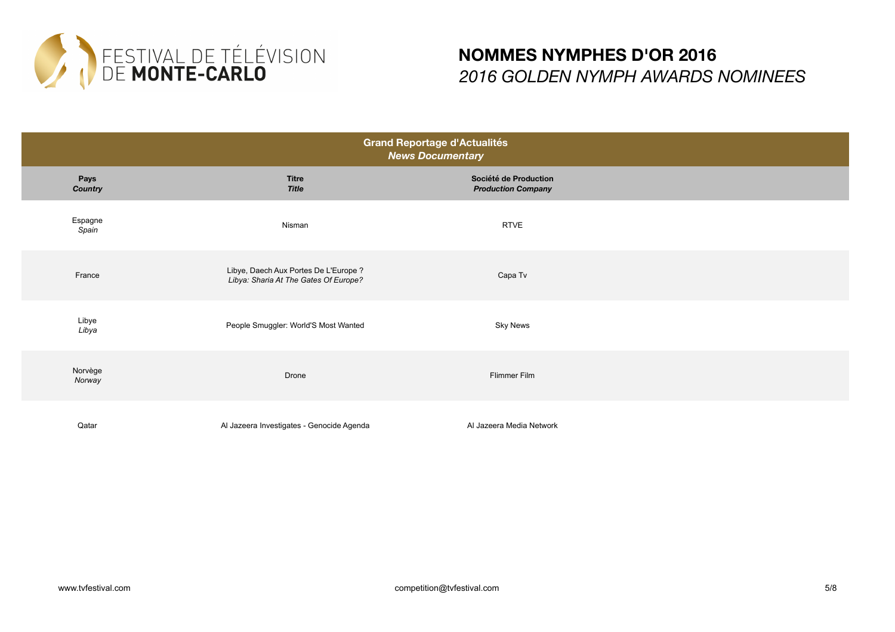FESTIVAL DE TÉLÉVISION DE **MONTE-CARLO**

# NOMMES NYMPHES D'OR 2016
## *2016 GOLDEN NYMPH AWARDS NOMINEES*

| **Grand Reportage d'Actualités** *News Documentary* | | |
|---|---|---|
| **Pays** *Country* | **Titre** *Title* | **Société de Production** *Production Company* |
| Espagne *Spain* | Nisman | RTVE |
| France | Libye, Daech Aux Portes De L'Europe ? *Libya: Sharia At The Gates Of Europe?* | Capa Tv |
| Libye *Libya* | People Smuggler: World'S Most Wanted | Sky News |
| Norvège *Norway* | Drone | Flimmer Film |
| Qatar | Al Jazeera Investigates - Genocide Agenda | Al Jazeera Media Network |

www.tvfestival.com competition@tvfestival.com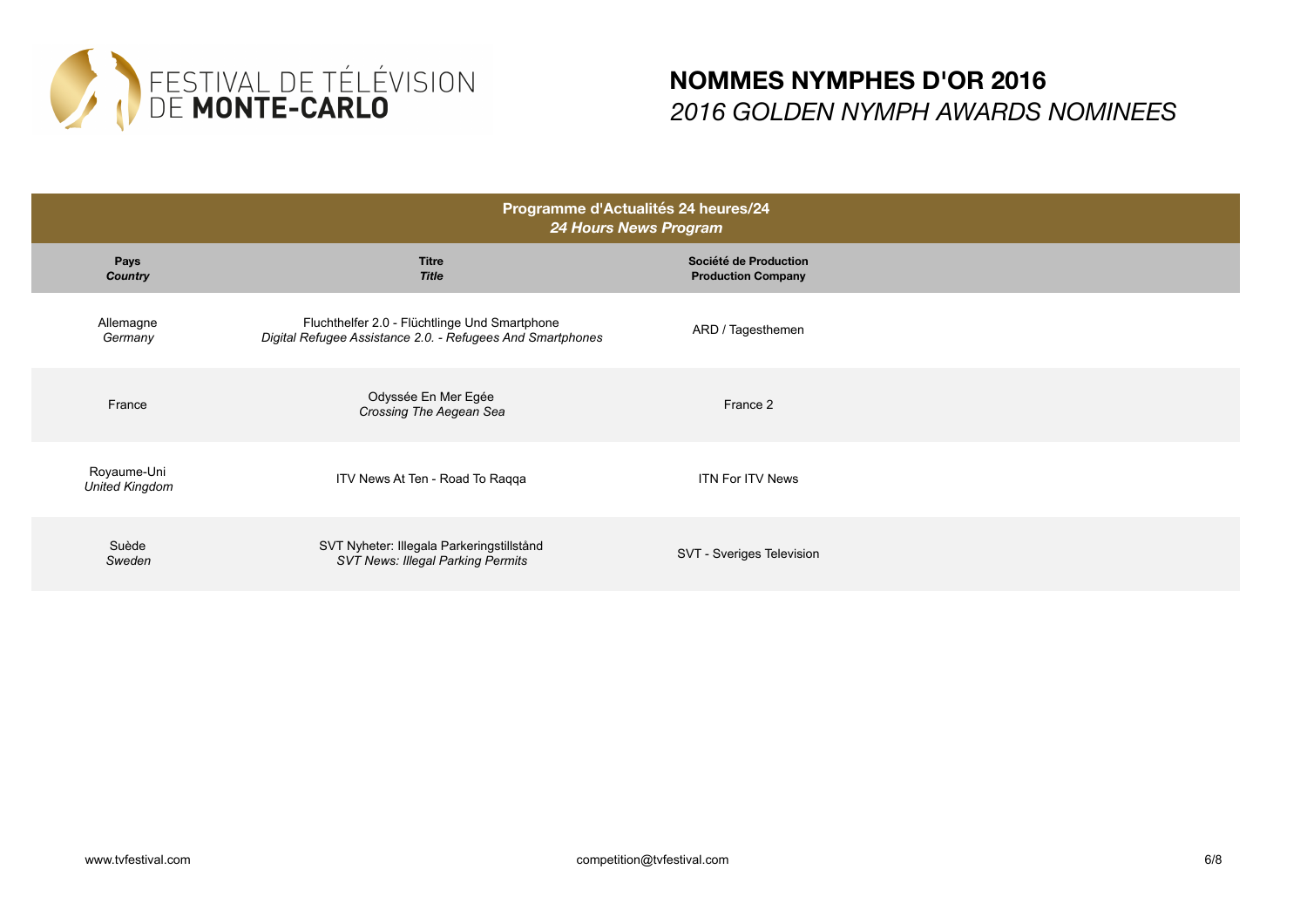FESTIVAL DE TÉLÉVISION DE **MONTE-CARLO**

# NOMMES NYMPHES D'OR 2016
## *2016 GOLDEN NYMPH AWARDS NOMINEES*

| Programme d'Actualités 24 heures/24<br>*24 Hours News Program* | | |
|---|---|---|
| **Pays**<br>***Country*** | **Titre**<br>***Title*** | **Société de Production**<br>**Production Company** |
| Allemagne<br>*Germany* | Fluchthelfer 2.0 - Flüchtlinge Und Smartphone<br>*Digital Refugee Assistance 2.0. - Refugees And Smartphones* | ARD / Tagesthemen |
| France | Odyssée En Mer Egée<br>*Crossing The Aegean Sea* | France 2 |
| Royaume-Uni<br>*United Kingdom* | ITV News At Ten - Road To Raqqa | ITN For ITV News |
| Suède<br>*Sweden* | SVT Nyheter: Illegala Parkeringstillstånd<br>*SVT News: Illegal Parking Permits* | SVT - Sveriges Television |

www.tvfestival.com competition@tvfestival.com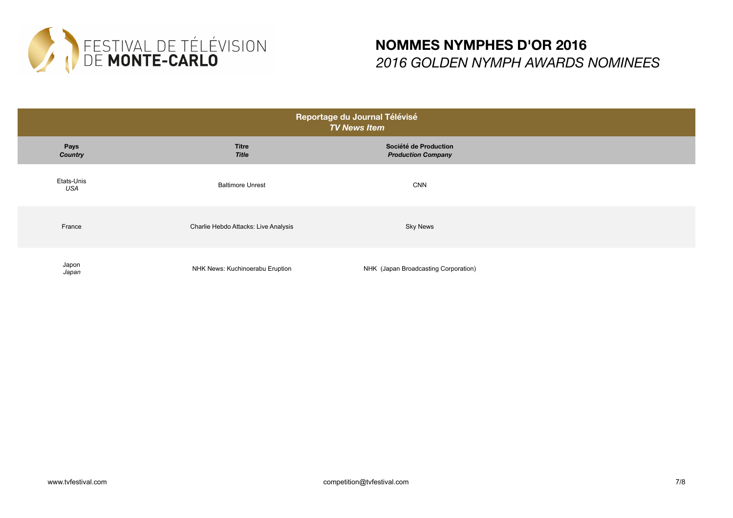FESTIVAL DE TÉLÉVISION DE **MONTE-CARLO**

# NOMMES NYMPHES D'OR 2016
## *2016 GOLDEN NYMPH AWARDS NOMINEES*

| **Reportage du Journal Télévisé** *TV News Item* | | |
|---|---|---|
| **Pays** ***Country*** | **Titre** ***Title*** | **Société de Production** ***Production Company*** |
| Etats-Unis *USA* | Baltimore Unrest | CNN |
| France | Charlie Hebdo Attacks: Live Analysis | Sky News |
| Japon *Japan* | NHK News: Kuchinoerabu Eruption | NHK (Japan Broadcasting Corporation) |

www.tvfestival.com

competition@tvfestival.com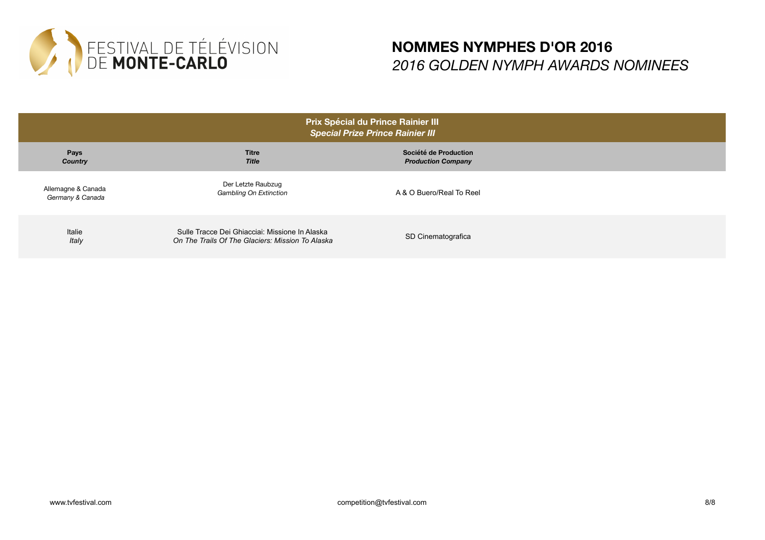FESTIVAL DE TÉLÉVISION DE **MONTE-CARLO**

# NOMMES NYMPHES D'OR 2016
## *2016 GOLDEN NYMPH AWARDS NOMINEES*

| Prix Spécial du Prince Rainier III<br>*Special Prize Prince Rainier III* | | |
|---|---|---|
| **Pays**<br>***Country*** | **Titre**<br>***Title*** | **Société de Production**<br>***Production Company*** |
| Allemagne & Canada<br>*Germany & Canada* | Der Letzte Raubzug<br>*Gambling On Extinction* | A & O Buero/Real To Reel |
| Italie<br>*Italy* | Sulle Tracce Dei Ghiacciai: Missione In Alaska<br>*On The Trails Of The Glaciers: Mission To Alaska* | SD Cinematografica |

www.tvfestival.com

competition@tvfestival.com